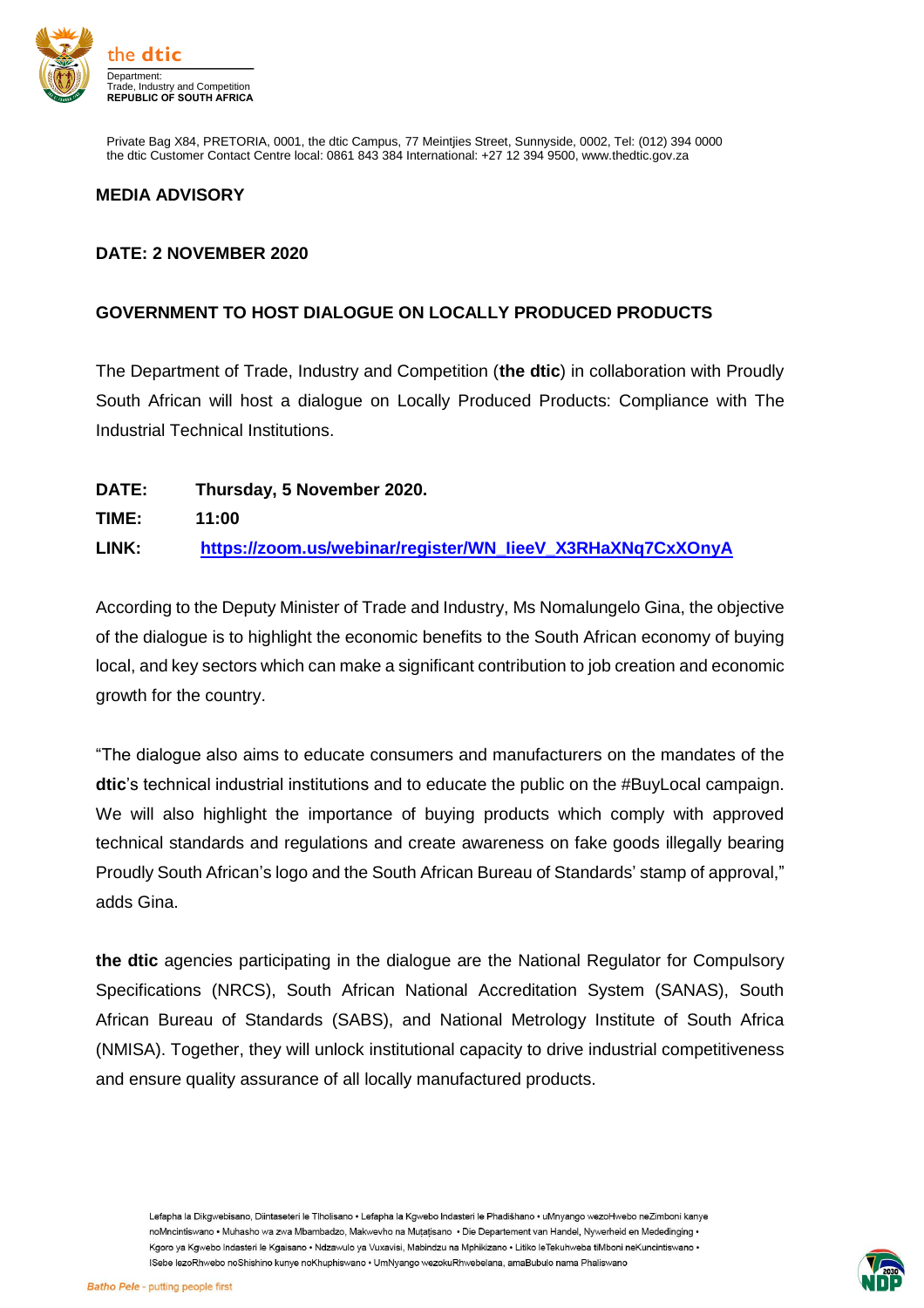the dtic
Department:
Trade, Industry and Competition
**REPUBLIC OF SOUTH AFRICA**

Private Bag X84, PRETORIA, 0001, the dtic Campus, 77 Meintjies Street, Sunnyside, 0002, Tel: (012) 394 0000
the dtic Customer Contact Centre local: 0861 843 384 International: +27 12 394 9500, www.thedtic.gov.za

**MEDIA ADVISORY**

**DATE: 2 NOVEMBER 2020**

**GOVERNMENT TO HOST DIALOGUE ON LOCALLY PRODUCED PRODUCTS**

The Department of Trade, Industry and Competition (**the dtic**) in collaboration with Proudly South African will host a dialogue on Locally Produced Products: Compliance with The Industrial Technical Institutions.

**DATE:** **Thursday, 5 November 2020.**

**TIME:** **11:00**

**LINK:** **https://zoom.us/webinar/register/WN_IieeV_X3RHaXNq7CxXOnyA**

According to the Deputy Minister of Trade and Industry, Ms Nomalungelo Gina, the objective of the dialogue is to highlight the economic benefits to the South African economy of buying local, and key sectors which can make a significant contribution to job creation and economic growth for the country.

"The dialogue also aims to educate consumers and manufacturers on the mandates of the **dtic**'s technical industrial institutions and to educate the public on the #BuyLocal campaign. We will also highlight the importance of buying products which comply with approved technical standards and regulations and create awareness on fake goods illegally bearing Proudly South African's logo and the South African Bureau of Standards' stamp of approval," adds Gina.

**the dtic** agencies participating in the dialogue are the National Regulator for Compulsory Specifications (NRCS), South African National Accreditation System (SANAS), South African Bureau of Standards (SABS), and National Metrology Institute of South Africa (NMISA). Together, they will unlock institutional capacity to drive industrial competitiveness and ensure quality assurance of all locally manufactured products.

Lefapha la Dikgwebisano, Diintaseteri le Tlholisano • Lefapha la Kgwebo Indasteri le Phadišhano • uMnyango wezoHwebo neZimboni kanye noMncintiswano • Muhasho wa zwa Mbambadzo, Makwevho na Muṭaṭisano • Die Departement van Handel, Nywerheid en Mededinging • Kgoro ya Kgwebo Indasteri le Kgaisano • Ndzawulo ya Vuxavisi, Mabindzu na Mphikizano • Litiko leTekuhweba tiMboni neKuncintiswano • ISebe lezoRhwebo noShishino kunye noKhuphiswano • UmNyango wezokuRhwebelana, amaBubulo nama Phaliswano

*Batho Pele - putting people first*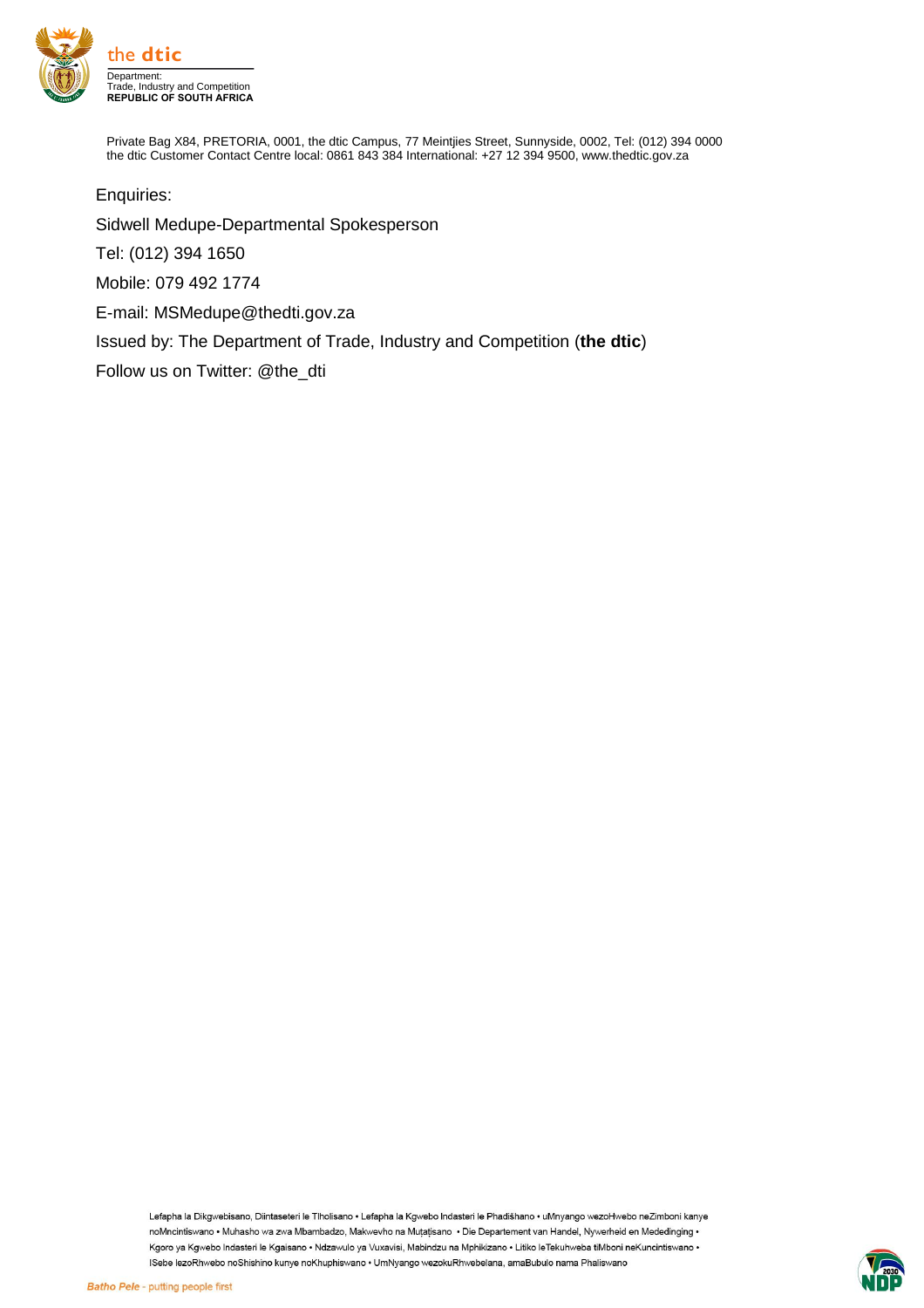the **dtic**

Department:
Trade, Industry and Competition
**REPUBLIC OF SOUTH AFRICA**

Private Bag X84, PRETORIA, 0001, the dtic Campus, 77 Meintjies Street, Sunnyside, 0002, Tel: (012) 394 0000
the dtic Customer Contact Centre local: 0861 843 384 International: +27 12 394 9500, www.thedtic.gov.za

Enquiries:

Sidwell Medupe-Departmental Spokesperson

Tel: (012) 394 1650

Mobile: 079 492 1774

E-mail: MSMedupe@thedti.gov.za

Issued by: The Department of Trade, Industry and Competition (**the dtic**)

Follow us on Twitter: @the_dti

Lefapha la Dikgwebisano, Diintaseteri le Tlholisano • Lefapha la Kgwebo Indasteri le Phadišhano • uMnyango wezoHwebo neZimboni kanye noMncintiswano • Muhasho wa zwa Mbambadzo, Makwevho na Muṱaṱisano • Die Departement van Handel, Nywerheid en Mededinging • Kgoro ya Kgwebo Indasteri le Kgaisano • Ndzawulo ya Vuxavisi, Mabindzu na Mphikizano • Litiko leTekuhweba tiMboni neKuncintiswano • ISebe lezoRhwebo noShishino kunye noKhuphiswano • UmNyango wezokuRhwebelana, amaBubulo nama Phaliswano

*Batho Pele* - putting people first